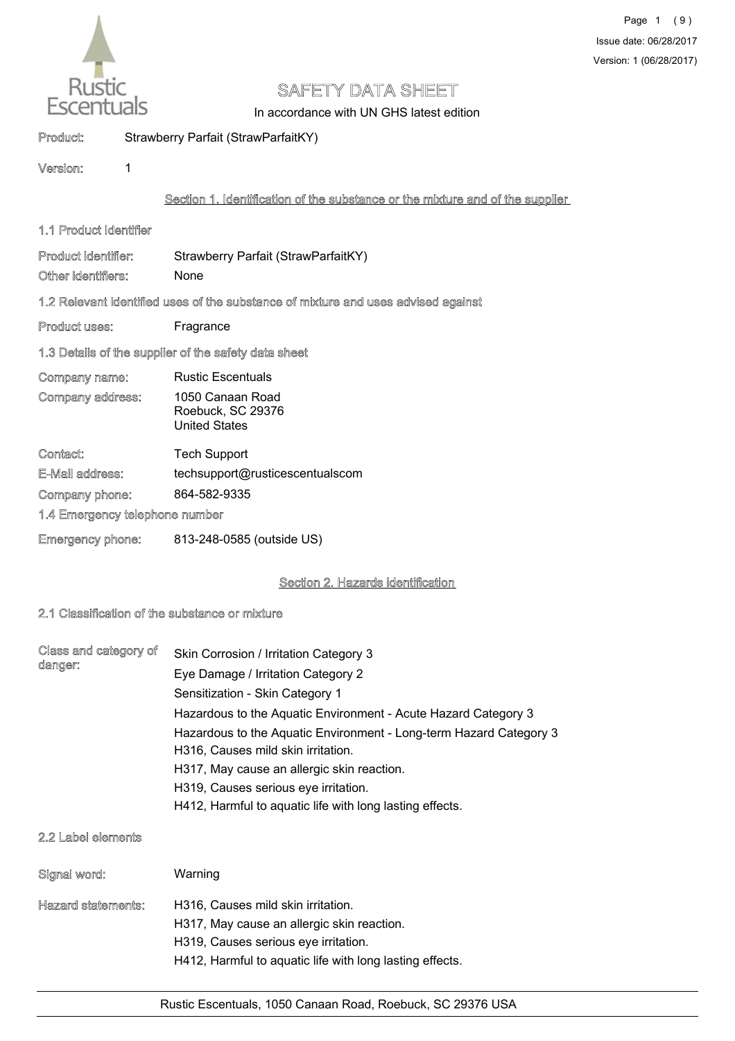# SAFETY DATA SHEET

In accordance with UN GHS latest edition

Product: Strawberry Parfait (StrawParfaitKY)

Version: 1

## Section 1. Identification of the substance or the mixture and of the supplier

### 1.1 Product Identifier

Product identifier: Strawberry Parfait (StrawParfaitKY)

Other identifiers: None

### 1.2 Relevant identified uses of the substance of mixture and uses advised against

Product uses: Fragrance

### 1.3 Details of the supplier of the safety data sheet

Company name: Rustic Escentuals

Company address: 1050 Canaan Road
Roebuck, SC 29376
United States

Contact: Tech Support

E-Mail address: techsupport@rusticescentualscom

Company phone: 864-582-9335

### 1.4 Emergency telephone number

Emergency phone: 813-248-0585 (outside US)

## Section 2. Hazards identification

### 2.1 Classification of the substance or mixture

Class and category of danger:

- Skin Corrosion / Irritation Category 3
- Eye Damage / Irritation Category 2
- Sensitization - Skin Category 1
- Hazardous to the Aquatic Environment - Acute Hazard Category 3
- Hazardous to the Aquatic Environment - Long-term Hazard Category 3
- H316, Causes mild skin irritation.
- H317, May cause an allergic skin reaction.
- H319, Causes serious eye irritation.
- H412, Harmful to aquatic life with long lasting effects.

### 2.2 Label elements

Signal word: Warning

Hazard statements:

- H316, Causes mild skin irritation.
- H317, May cause an allergic skin reaction.
- H319, Causes serious eye irritation.
- H412, Harmful to aquatic life with long lasting effects.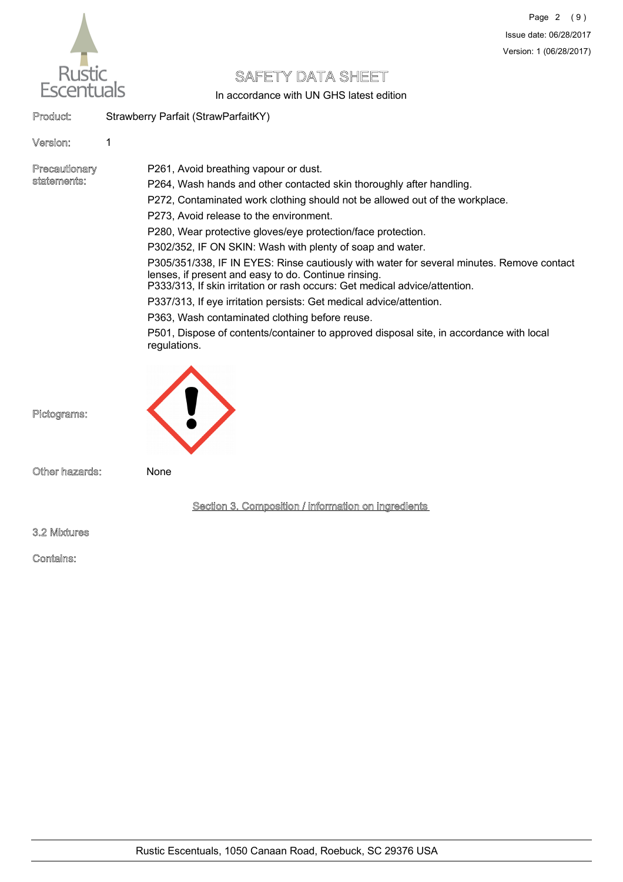**Product:** Strawberry Parfait (StrawParfaitKY)

**Version:** 1

**Precautionary statements:**

P261, Avoid breathing vapour or dust.

P264, Wash hands and other contacted skin thoroughly after handling.

P272, Contaminated work clothing should not be allowed out of the workplace.

P273, Avoid release to the environment.

P280, Wear protective gloves/eye protection/face protection.

P302/352, IF ON SKIN: Wash with plenty of soap and water.

P305/351/338, IF IN EYES: Rinse cautiously with water for several minutes. Remove contact lenses, if present and easy to do. Continue rinsing.

P333/313, If skin irritation or rash occurs: Get medical advice/attention.

P337/313, If eye irritation persists: Get medical advice/attention.

P363, Wash contaminated clothing before reuse.

P501, Dispose of contents/container to approved disposal site, in accordance with local regulations.

**Pictograms:**

**Other hazards:** None

## Section 3. Composition / information on ingredients

### 3.2 Mixtures

**Contains:**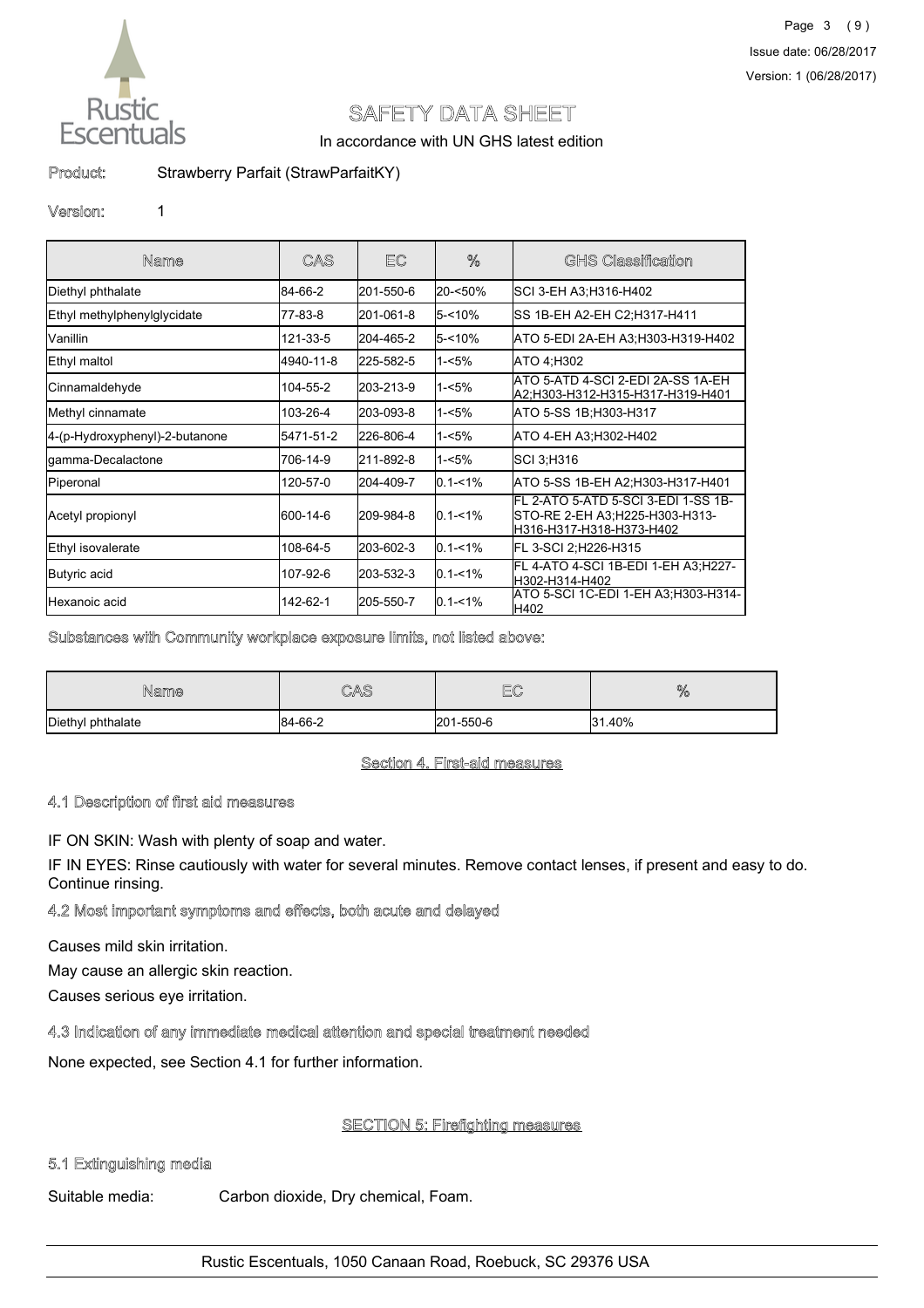Product: Strawberry Parfait (StrawParfaitKY)

Version: 1

| Name | CAS | EC | % | GHS Classification |
|---|---|---|---|---|
| Diethyl phthalate | 84-66-2 | 201-550-6 | 20-<50% | SCI 3-EH A3;H316-H402 |
| Ethyl methylphenylglycidate | 77-83-8 | 201-061-8 | 5-<10% | SS 1B-EH A2-EH C2;H317-H411 |
| Vanillin | 121-33-5 | 204-465-2 | 5-<10% | ATO 5-EDI 2A-EH A3;H303-H319-H402 |
| Ethyl maltol | 4940-11-8 | 225-582-5 | 1-<5% | ATO 4;H302 |
| Cinnamaldehyde | 104-55-2 | 203-213-9 | 1-<5% | ATO 5-ATD 4-SCI 2-EDI 2A-SS 1A-EH A2;H303-H312-H315-H317-H319-H401 |
| Methyl cinnamate | 103-26-4 | 203-093-8 | 1-<5% | ATO 5-SS 1B;H303-H317 |
| 4-(p-Hydroxyphenyl)-2-butanone | 5471-51-2 | 226-806-4 | 1-<5% | ATO 4-EH A3;H302-H402 |
| gamma-Decalactone | 706-14-9 | 211-892-8 | 1-<5% | SCI 3;H316 |
| Piperonal | 120-57-0 | 204-409-7 | 0.1-<1% | ATO 5-SS 1B-EH A2;H303-H317-H401 |
| Acetyl propionyl | 600-14-6 | 209-984-8 | 0.1-<1% | FL 2-ATO 5-ATD 5-SCI 3-EDI 1-SS 1B-STO-RE 2-EH A3;H225-H303-H313-H316-H317-H318-H373-H402 |
| Ethyl isovalerate | 108-64-5 | 203-602-3 | 0.1-<1% | FL 3-SCI 2;H226-H315 |
| Butyric acid | 107-92-6 | 203-532-3 | 0.1-<1% | FL 4-ATO 4-SCI 1B-EDI 1-EH A3;H227-H302-H314-H402 |
| Hexanoic acid | 142-62-1 | 205-550-7 | 0.1-<1% | ATO 5-SCI 1C-EDI 1-EH A3;H303-H314-H402 |

Substances with Community workplace exposure limits, not listed above:

| Name | CAS | EC | % |
|---|---|---|---|
| Diethyl phthalate | 84-66-2 | 201-550-6 | 31.40% |

## Section 4. First-aid measures

### 4.1 Description of first aid measures

IF ON SKIN: Wash with plenty of soap and water.

IF IN EYES: Rinse cautiously with water for several minutes. Remove contact lenses, if present and easy to do. Continue rinsing.

### 4.2 Most important symptoms and effects, both acute and delayed

Causes mild skin irritation.

May cause an allergic skin reaction.

Causes serious eye irritation.

### 4.3 Indication of any immediate medical attention and special treatment needed

None expected, see Section 4.1 for further information.

## SECTION 5: Firefighting measures

### 5.1 Extinguishing media

Suitable media: Carbon dioxide, Dry chemical, Foam.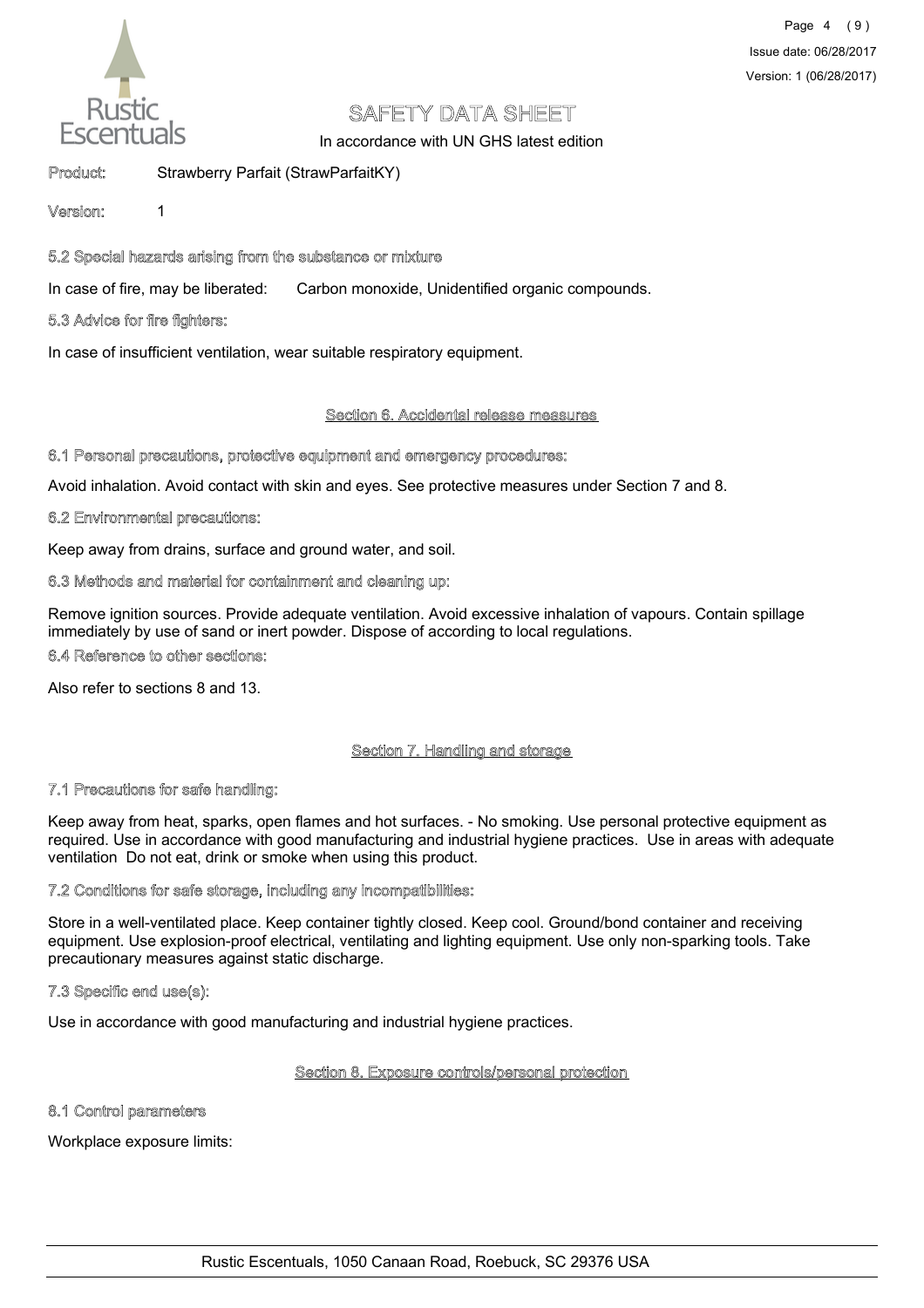Product: Strawberry Parfait (StrawParfaitKY)

Version: 1

#### 5.2 Special hazards arising from the substance or mixture

In case of fire, may be liberated: Carbon monoxide, Unidentified organic compounds.

#### 5.3 Advice for fire fighters:

In case of insufficient ventilation, wear suitable respiratory equipment.

## Section 6. Accidental release measures

#### 6.1 Personal precautions, protective equipment and emergency procedures:

Avoid inhalation. Avoid contact with skin and eyes. See protective measures under Section 7 and 8.

#### 6.2 Environmental precautions:

Keep away from drains, surface and ground water, and soil.

#### 6.3 Methods and material for containment and cleaning up:

Remove ignition sources. Provide adequate ventilation. Avoid excessive inhalation of vapours. Contain spillage immediately by use of sand or inert powder. Dispose of according to local regulations.

#### 6.4 Reference to other sections:

Also refer to sections 8 and 13.

## Section 7. Handling and storage

#### 7.1 Precautions for safe handling:

Keep away from heat, sparks, open flames and hot surfaces. - No smoking. Use personal protective equipment as required. Use in accordance with good manufacturing and industrial hygiene practices. Use in areas with adequate ventilation Do not eat, drink or smoke when using this product.

#### 7.2 Conditions for safe storage, including any incompatibilities:

Store in a well-ventilated place. Keep container tightly closed. Keep cool. Ground/bond container and receiving equipment. Use explosion-proof electrical, ventilating and lighting equipment. Use only non-sparking tools. Take precautionary measures against static discharge.

#### 7.3 Specific end use(s):

Use in accordance with good manufacturing and industrial hygiene practices.

## Section 8. Exposure controls/personal protection

#### 8.1 Control parameters

Workplace exposure limits: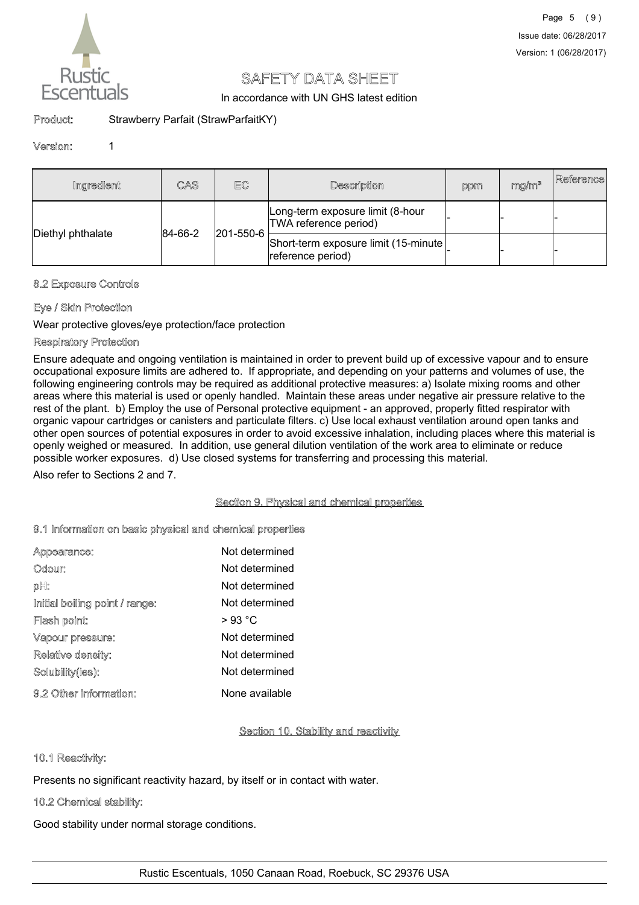# SAFETY DATA SHEET

In accordance with UN GHS latest edition

**Product:** Strawberry Parfait (StrawParfaitKY)

**Version:** 1

| Ingredient | CAS | EC | Description | ppm | mg/m³ | Reference |
|---|---|---|---|---|---|---|
| Diethyl phthalate | 84-66-2 | 201-550-6 | Long-term exposure limit (8-hour TWA reference period) | - | - | - |
| | | | Short-term exposure limit (15-minute reference period) | - | - | - |

### 8.2 Exposure Controls

#### Eye / Skin Protection

Wear protective gloves/eye protection/face protection

#### Respiratory Protection

Ensure adequate and ongoing ventilation is maintained in order to prevent build up of excessive vapour and to ensure occupational exposure limits are adhered to. If appropriate, and depending on your patterns and volumes of use, the following engineering controls may be required as additional protective measures: a) Isolate mixing rooms and other areas where this material is used or openly handled. Maintain these areas under negative air pressure relative to the rest of the plant. b) Employ the use of Personal protective equipment - an approved, properly fitted respirator with organic vapour cartridges or canisters and particulate filters. c) Use local exhaust ventilation around open tanks and other open sources of potential exposures in order to avoid excessive inhalation, including places where this material is openly weighed or measured. In addition, use general dilution ventilation of the work area to eliminate or reduce possible worker exposures. d) Use closed systems for transferring and processing this material.

Also refer to Sections 2 and 7.

## Section 9. Physical and chemical properties

### 9.1 Information on basic physical and chemical properties

| | |
|---|---|
| Appearance: | Not determined |
| Odour: | Not determined |
| pH: | Not determined |
| Initial boiling point / range: | Not determined |
| Flash point: | > 93 °C |
| Vapour pressure: | Not determined |
| Relative density: | Not determined |
| Solubility(ies): | Not determined |
| 9.2 Other information: | None available |

## Section 10. Stability and reactivity

### 10.1 Reactivity:

Presents no significant reactivity hazard, by itself or in contact with water.

### 10.2 Chemical stability:

Good stability under normal storage conditions.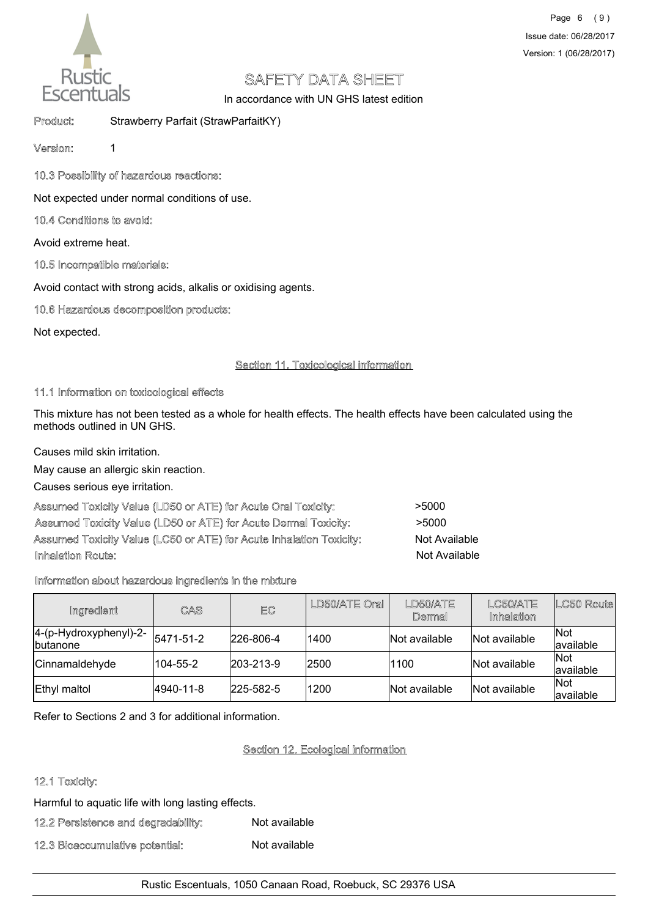Product: Strawberry Parfait (StrawParfaitKY)

Version: 1

10.3 Possibility of hazardous reactions:

Not expected under normal conditions of use.

10.4 Conditions to avoid:

Avoid extreme heat.

10.5 Incompatible materials:

Avoid contact with strong acids, alkalis or oxidising agents.

10.6 Hazardous decomposition products:

Not expected.

## Section 11. Toxicological information

11.1 Information on toxicological effects

This mixture has not been tested as a whole for health effects. The health effects have been calculated using the methods outlined in UN GHS.

Causes mild skin irritation.

May cause an allergic skin reaction.

Causes serious eye irritation.

Assumed Toxicity Value (LD50 or ATE) for Acute Oral Toxicity: >5000

Assumed Toxicity Value (LD50 or ATE) for Acute Dermal Toxicity: >5000

Assumed Toxicity Value (LC50 or ATE) for Acute Inhalation Toxicity: Not Available

Inhalation Route: Not Available

Information about hazardous ingredients in the mixture

| Ingredient | CAS | EC | LD50/ATE Oral | LD50/ATE Dermal | LC50/ATE Inhalation | LC50 Route |
|---|---|---|---|---|---|---|
| 4-(p-Hydroxyphenyl)-2-butanone | 5471-51-2 | 226-806-4 | 1400 | Not available | Not available | Not available |
| Cinnamaldehyde | 104-55-2 | 203-213-9 | 2500 | 1100 | Not available | Not available |
| Ethyl maltol | 4940-11-8 | 225-582-5 | 1200 | Not available | Not available | Not available |

Refer to Sections 2 and 3 for additional information.

## Section 12. Ecological information

12.1 Toxicity:

Harmful to aquatic life with long lasting effects.

12.2 Persistence and degradability: Not available

12.3 Bioaccumulative potential: Not available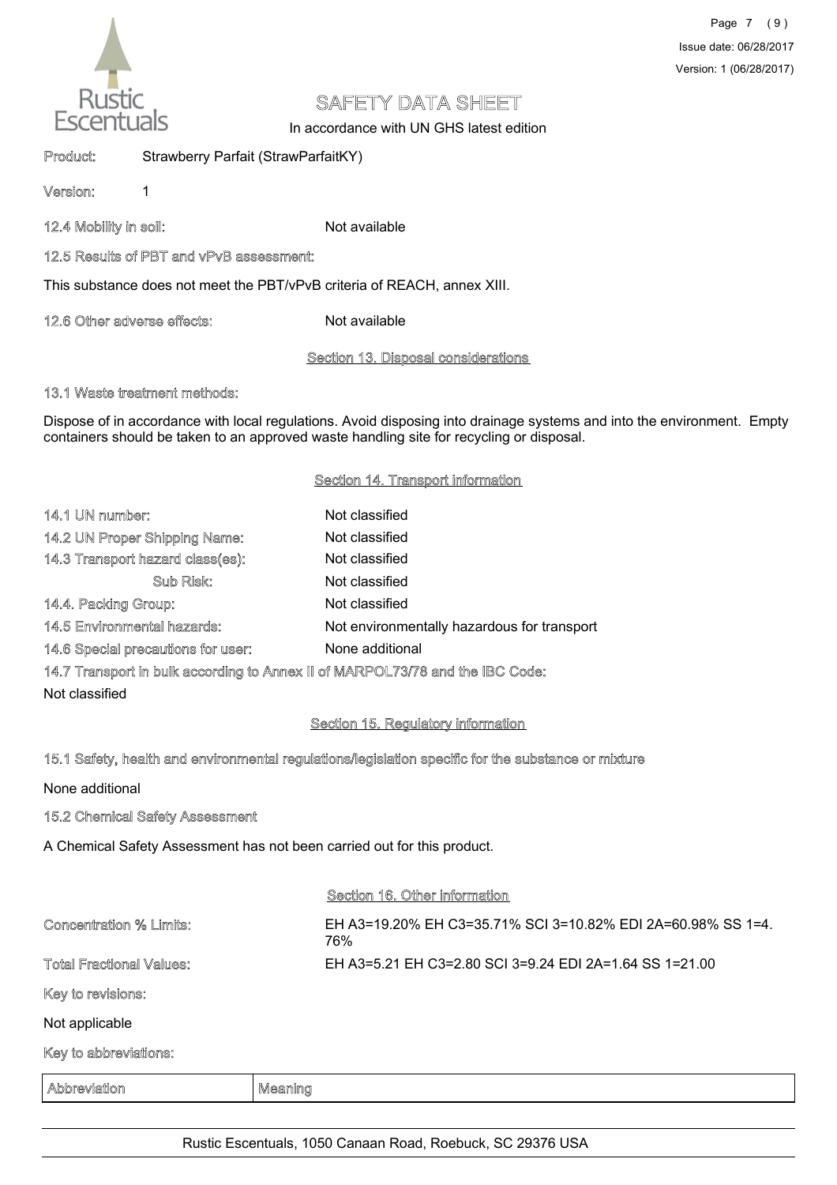Product: Strawberry Parfait (StrawParfaitKY)

Version: 1

12.4 Mobility in soil: Not available

12.5 Results of PBT and vPvB assessment:

This substance does not meet the PBT/vPvB criteria of REACH, annex XIII.

12.6 Other adverse effects: Not available

## Section 13. Disposal considerations

13.1 Waste treatment methods:

Dispose of in accordance with local regulations. Avoid disposing into drainage systems and into the environment. Empty containers should be taken to an approved waste handling site for recycling or disposal.

## Section 14. Transport information

14.1 UN number: Not classified

14.2 UN Proper Shipping Name: Not classified

14.3 Transport hazard class(es): Not classified

Sub Risk: Not classified

14.4. Packing Group: Not classified

14.5 Environmental hazards: Not environmentally hazardous for transport

14.6 Special precautions for user: None additional

14.7 Transport in bulk according to Annex II of MARPOL73/78 and the IBC Code:

Not classified

## Section 15. Regulatory information

15.1 Safety, health and environmental regulations/legislation specific for the substance or mixture

None additional

15.2 Chemical Safety Assessment

A Chemical Safety Assessment has not been carried out for this product.

## Section 16. Other information

Concentration % Limits: EH A3=19.20% EH C3=35.71% SCI 3=10.82% EDI 2A=60.98% SS 1=4.76%

Total Fractional Values: EH A3=5.21 EH C3=2.80 SCI 3=9.24 EDI 2A=1.64 SS 1=21.00

Key to revisions:

Not applicable

Key to abbreviations:

| Abbreviation | Meaning |
| --- | --- |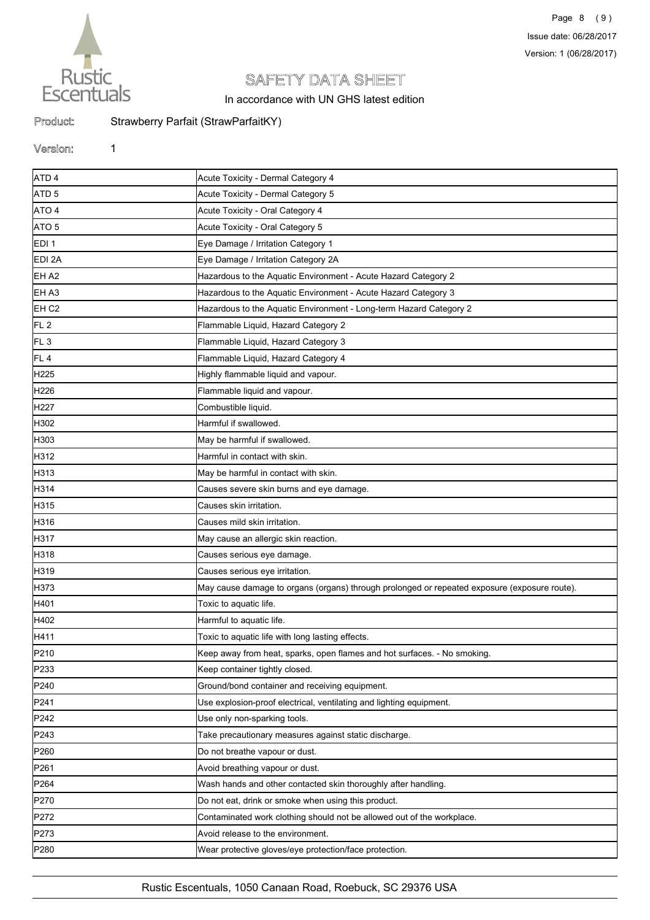# SAFETY DATA SHEET

In accordance with UN GHS latest edition

**Product:** Strawberry Parfait (StrawParfaitKY)

**Version:** 1

| | |
|---|---|
| ATD 4 | Acute Toxicity - Dermal Category 4 |
| ATD 5 | Acute Toxicity - Dermal Category 5 |
| ATO 4 | Acute Toxicity - Oral Category 4 |
| ATO 5 | Acute Toxicity - Oral Category 5 |
| EDI 1 | Eye Damage / Irritation Category 1 |
| EDI 2A | Eye Damage / Irritation Category 2A |
| EH A2 | Hazardous to the Aquatic Environment - Acute Hazard Category 2 |
| EH A3 | Hazardous to the Aquatic Environment - Acute Hazard Category 3 |
| EH C2 | Hazardous to the Aquatic Environment - Long-term Hazard Category 2 |
| FL 2 | Flammable Liquid, Hazard Category 2 |
| FL 3 | Flammable Liquid, Hazard Category 3 |
| FL 4 | Flammable Liquid, Hazard Category 4 |
| H225 | Highly flammable liquid and vapour. |
| H226 | Flammable liquid and vapour. |
| H227 | Combustible liquid. |
| H302 | Harmful if swallowed. |
| H303 | May be harmful if swallowed. |
| H312 | Harmful in contact with skin. |
| H313 | May be harmful in contact with skin. |
| H314 | Causes severe skin burns and eye damage. |
| H315 | Causes skin irritation. |
| H316 | Causes mild skin irritation. |
| H317 | May cause an allergic skin reaction. |
| H318 | Causes serious eye damage. |
| H319 | Causes serious eye irritation. |
| H373 | May cause damage to organs (organs) through prolonged or repeated exposure (exposure route). |
| H401 | Toxic to aquatic life. |
| H402 | Harmful to aquatic life. |
| H411 | Toxic to aquatic life with long lasting effects. |
| P210 | Keep away from heat, sparks, open flames and hot surfaces. - No smoking. |
| P233 | Keep container tightly closed. |
| P240 | Ground/bond container and receiving equipment. |
| P241 | Use explosion-proof electrical, ventilating and lighting equipment. |
| P242 | Use only non-sparking tools. |
| P243 | Take precautionary measures against static discharge. |
| P260 | Do not breathe vapour or dust. |
| P261 | Avoid breathing vapour or dust. |
| P264 | Wash hands and other contacted skin thoroughly after handling. |
| P270 | Do not eat, drink or smoke when using this product. |
| P272 | Contaminated work clothing should not be allowed out of the workplace. |
| P273 | Avoid release to the environment. |
| P280 | Wear protective gloves/eye protection/face protection. |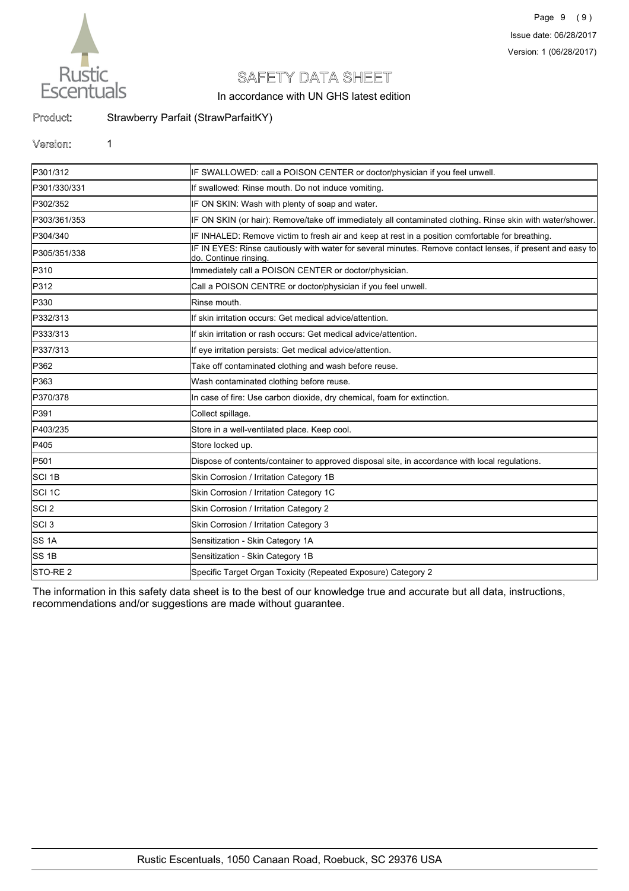Product: Strawberry Parfait (StrawParfaitKY)

Version: 1

| | |
|---|---|
| P301/312 | IF SWALLOWED: call a POISON CENTER or doctor/physician if you feel unwell. |
| P301/330/331 | If swallowed: Rinse mouth. Do not induce vomiting. |
| P302/352 | IF ON SKIN: Wash with plenty of soap and water. |
| P303/361/353 | IF ON SKIN (or hair): Remove/take off immediately all contaminated clothing. Rinse skin with water/shower. |
| P304/340 | IF INHALED: Remove victim to fresh air and keep at rest in a position comfortable for breathing. |
| P305/351/338 | IF IN EYES: Rinse cautiously with water for several minutes. Remove contact lenses, if present and easy to do. Continue rinsing. |
| P310 | Immediately call a POISON CENTER or doctor/physician. |
| P312 | Call a POISON CENTRE or doctor/physician if you feel unwell. |
| P330 | Rinse mouth. |
| P332/313 | If skin irritation occurs: Get medical advice/attention. |
| P333/313 | If skin irritation or rash occurs: Get medical advice/attention. |
| P337/313 | If eye irritation persists: Get medical advice/attention. |
| P362 | Take off contaminated clothing and wash before reuse. |
| P363 | Wash contaminated clothing before reuse. |
| P370/378 | In case of fire: Use carbon dioxide, dry chemical, foam for extinction. |
| P391 | Collect spillage. |
| P403/235 | Store in a well-ventilated place. Keep cool. |
| P405 | Store locked up. |
| P501 | Dispose of contents/container to approved disposal site, in accordance with local regulations. |
| SCI 1B | Skin Corrosion / Irritation Category 1B |
| SCI 1C | Skin Corrosion / Irritation Category 1C |
| SCI 2 | Skin Corrosion / Irritation Category 2 |
| SCI 3 | Skin Corrosion / Irritation Category 3 |
| SS 1A | Sensitization - Skin Category 1A |
| SS 1B | Sensitization - Skin Category 1B |
| STO-RE 2 | Specific Target Organ Toxicity (Repeated Exposure) Category 2 |

The information in this safety data sheet is to the best of our knowledge true and accurate but all data, instructions, recommendations and/or suggestions are made without guarantee.